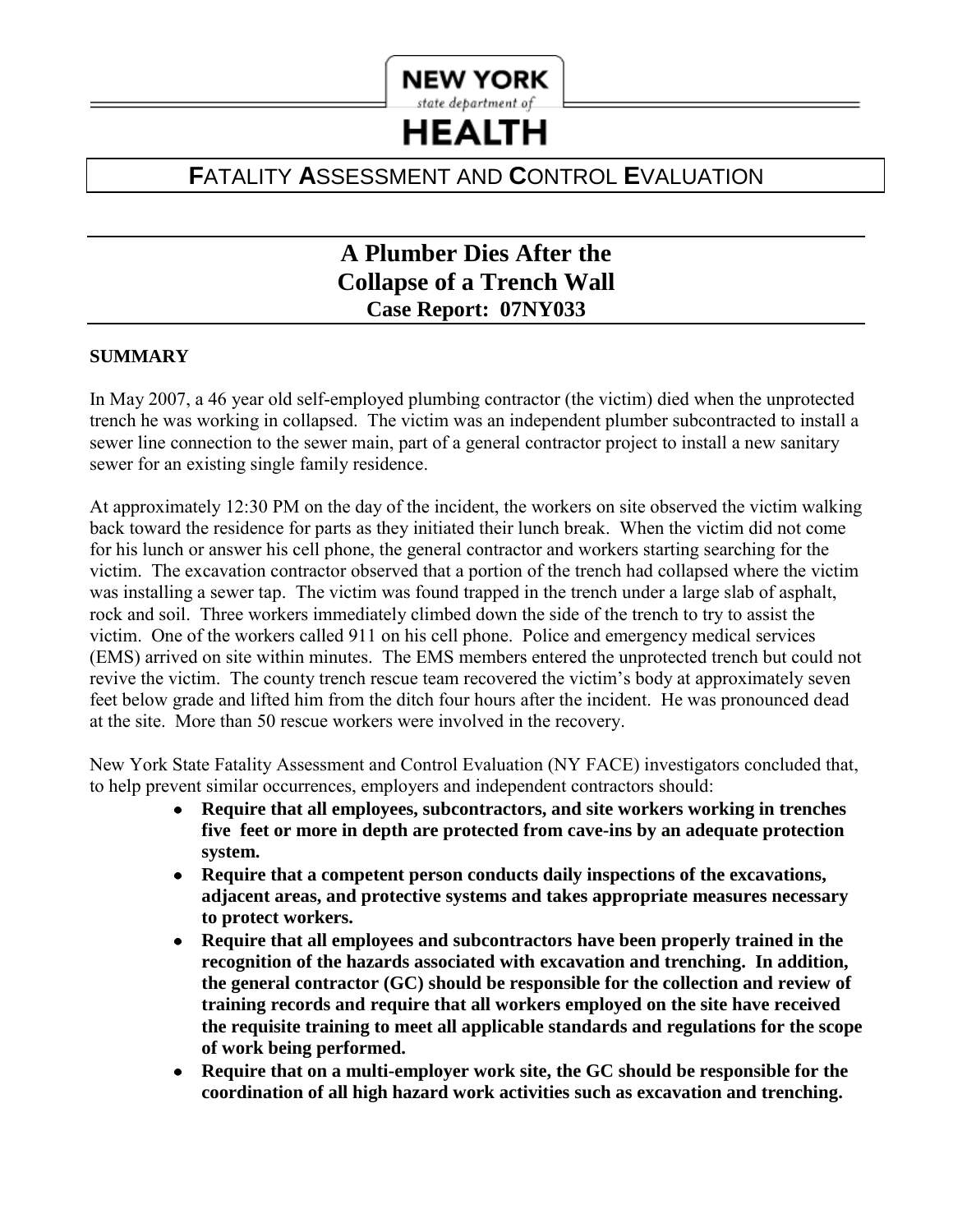NEW YORK
state department of
HEALTH

# FATALITY ASSESSMENT AND CONTROL EVALUATION

## A Plumber Dies After the Collapse of a Trench Wall

### Case Report: 07NY033

**SUMMARY**

In May 2007, a 46 year old self-employed plumbing contractor (the victim) died when the unprotected trench he was working in collapsed. The victim was an independent plumber subcontracted to install a sewer line connection to the sewer main, part of a general contractor project to install a new sanitary sewer for an existing single family residence.

At approximately 12:30 PM on the day of the incident, the workers on site observed the victim walking back toward the residence for parts as they initiated their lunch break. When the victim did not come for his lunch or answer his cell phone, the general contractor and workers starting searching for the victim. The excavation contractor observed that a portion of the trench had collapsed where the victim was installing a sewer tap. The victim was found trapped in the trench under a large slab of asphalt, rock and soil. Three workers immediately climbed down the side of the trench to try to assist the victim. One of the workers called 911 on his cell phone. Police and emergency medical services (EMS) arrived on site within minutes. The EMS members entered the unprotected trench but could not revive the victim. The county trench rescue team recovered the victim's body at approximately seven feet below grade and lifted him from the ditch four hours after the incident. He was pronounced dead at the site. More than 50 rescue workers were involved in the recovery.

New York State Fatality Assessment and Control Evaluation (NY FACE) investigators concluded that, to help prevent similar occurrences, employers and independent contractors should:

- **Require that all employees, subcontractors, and site workers working in trenches five feet or more in depth are protected from cave-ins by an adequate protection system.**
- **Require that a competent person conducts daily inspections of the excavations, adjacent areas, and protective systems and takes appropriate measures necessary to protect workers.**
- **Require that all employees and subcontractors have been properly trained in the recognition of the hazards associated with excavation and trenching. In addition, the general contractor (GC) should be responsible for the collection and review of training records and require that all workers employed on the site have received the requisite training to meet all applicable standards and regulations for the scope of work being performed.**
- **Require that on a multi-employer work site, the GC should be responsible for the coordination of all high hazard work activities such as excavation and trenching.**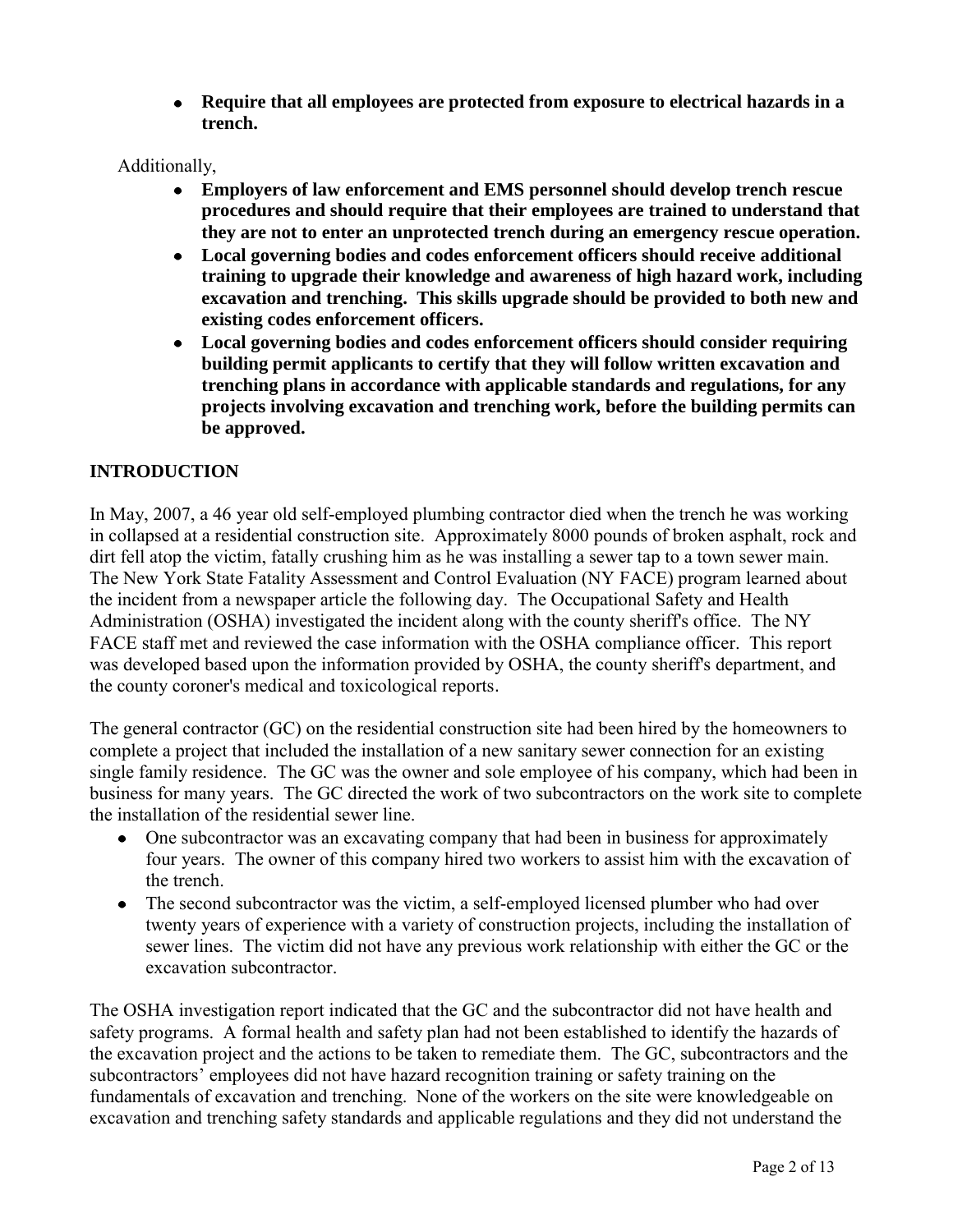- **Require that all employees are protected from exposure to electrical hazards in a trench.**

Additionally,

- **Employers of law enforcement and EMS personnel should develop trench rescue procedures and should require that their employees are trained to understand that they are not to enter an unprotected trench during an emergency rescue operation.**
- **Local governing bodies and codes enforcement officers should receive additional training to upgrade their knowledge and awareness of high hazard work, including excavation and trenching. This skills upgrade should be provided to both new and existing codes enforcement officers.**
- **Local governing bodies and codes enforcement officers should consider requiring building permit applicants to certify that they will follow written excavation and trenching plans in accordance with applicable standards and regulations, for any projects involving excavation and trenching work, before the building permits can be approved.**

## INTRODUCTION

In May, 2007, a 46 year old self-employed plumbing contractor died when the trench he was working in collapsed at a residential construction site. Approximately 8000 pounds of broken asphalt, rock and dirt fell atop the victim, fatally crushing him as he was installing a sewer tap to a town sewer main. The New York State Fatality Assessment and Control Evaluation (NY FACE) program learned about the incident from a newspaper article the following day. The Occupational Safety and Health Administration (OSHA) investigated the incident along with the county sheriff's office. The NY FACE staff met and reviewed the case information with the OSHA compliance officer. This report was developed based upon the information provided by OSHA, the county sheriff's department, and the county coroner's medical and toxicological reports.

The general contractor (GC) on the residential construction site had been hired by the homeowners to complete a project that included the installation of a new sanitary sewer connection for an existing single family residence. The GC was the owner and sole employee of his company, which had been in business for many years. The GC directed the work of two subcontractors on the work site to complete the installation of the residential sewer line.

- One subcontractor was an excavating company that had been in business for approximately four years. The owner of this company hired two workers to assist him with the excavation of the trench.
- The second subcontractor was the victim, a self-employed licensed plumber who had over twenty years of experience with a variety of construction projects, including the installation of sewer lines. The victim did not have any previous work relationship with either the GC or the excavation subcontractor.

The OSHA investigation report indicated that the GC and the subcontractor did not have health and safety programs. A formal health and safety plan had not been established to identify the hazards of the excavation project and the actions to be taken to remediate them. The GC, subcontractors and the subcontractors' employees did not have hazard recognition training or safety training on the fundamentals of excavation and trenching. None of the workers on the site were knowledgeable on excavation and trenching safety standards and applicable regulations and they did not understand the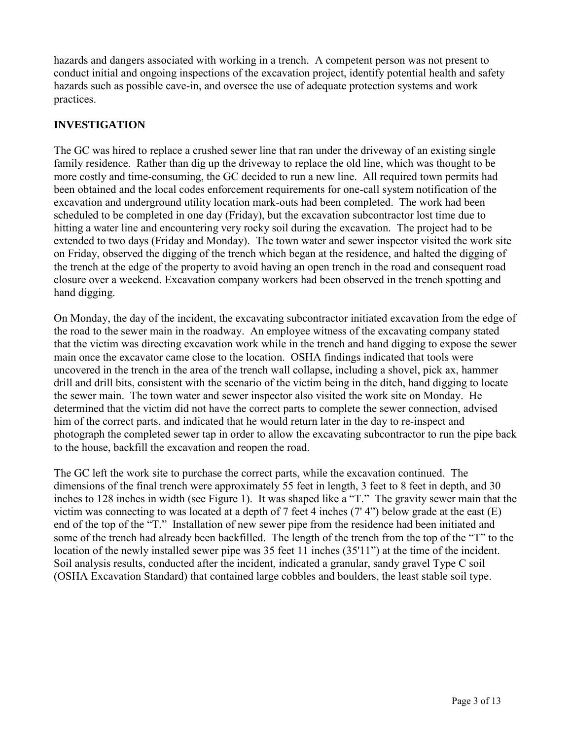hazards and dangers associated with working in a trench. A competent person was not present to conduct initial and ongoing inspections of the excavation project, identify potential health and safety hazards such as possible cave-in, and oversee the use of adequate protection systems and work practices.

## INVESTIGATION

The GC was hired to replace a crushed sewer line that ran under the driveway of an existing single family residence. Rather than dig up the driveway to replace the old line, which was thought to be more costly and time-consuming, the GC decided to run a new line. All required town permits had been obtained and the local codes enforcement requirements for one-call system notification of the excavation and underground utility location mark-outs had been completed. The work had been scheduled to be completed in one day (Friday), but the excavation subcontractor lost time due to hitting a water line and encountering very rocky soil during the excavation. The project had to be extended to two days (Friday and Monday). The town water and sewer inspector visited the work site on Friday, observed the digging of the trench which began at the residence, and halted the digging of the trench at the edge of the property to avoid having an open trench in the road and consequent road closure over a weekend. Excavation company workers had been observed in the trench spotting and hand digging.

On Monday, the day of the incident, the excavating subcontractor initiated excavation from the edge of the road to the sewer main in the roadway. An employee witness of the excavating company stated that the victim was directing excavation work while in the trench and hand digging to expose the sewer main once the excavator came close to the location. OSHA findings indicated that tools were uncovered in the trench in the area of the trench wall collapse, including a shovel, pick ax, hammer drill and drill bits, consistent with the scenario of the victim being in the ditch, hand digging to locate the sewer main. The town water and sewer inspector also visited the work site on Monday. He determined that the victim did not have the correct parts to complete the sewer connection, advised him of the correct parts, and indicated that he would return later in the day to re-inspect and photograph the completed sewer tap in order to allow the excavating subcontractor to run the pipe back to the house, backfill the excavation and reopen the road.

The GC left the work site to purchase the correct parts, while the excavation continued. The dimensions of the final trench were approximately 55 feet in length, 3 feet to 8 feet in depth, and 30 inches to 128 inches in width (see Figure 1). It was shaped like a "T." The gravity sewer main that the victim was connecting to was located at a depth of 7 feet 4 inches (7' 4") below grade at the east (E) end of the top of the "T." Installation of new sewer pipe from the residence had been initiated and some of the trench had already been backfilled. The length of the trench from the top of the "T" to the location of the newly installed sewer pipe was 35 feet 11 inches (35'11") at the time of the incident. Soil analysis results, conducted after the incident, indicated a granular, sandy gravel Type C soil (OSHA Excavation Standard) that contained large cobbles and boulders, the least stable soil type.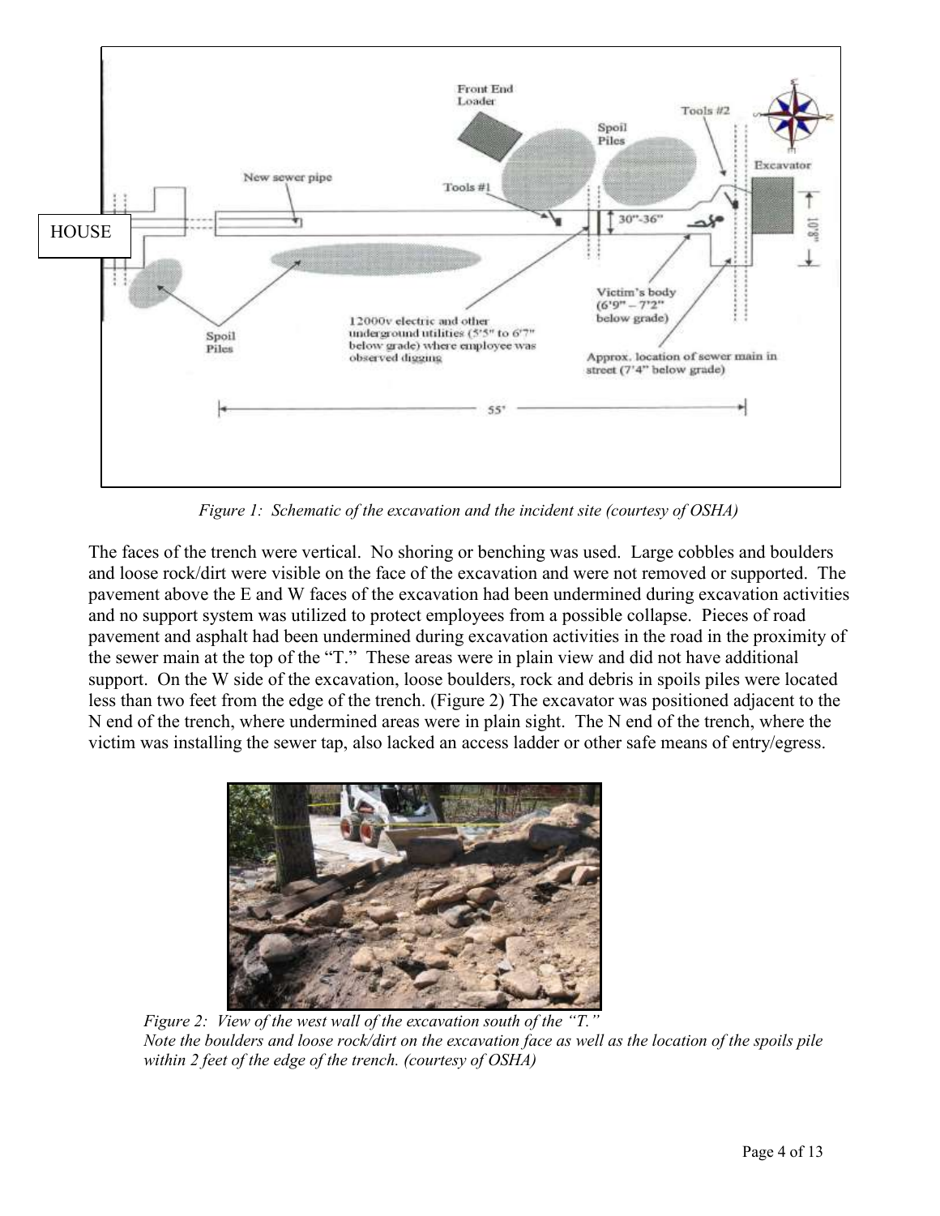*Figure 1: Schematic of the excavation and the incident site (courtesy of OSHA)*

The faces of the trench were vertical. No shoring or benching was used. Large cobbles and boulders and loose rock/dirt were visible on the face of the excavation and were not removed or supported. The pavement above the E and W faces of the excavation had been undermined during excavation activities and no support system was utilized to protect employees from a possible collapse. Pieces of road pavement and asphalt had been undermined during excavation activities in the road in the proximity of the sewer main at the top of the "T." These areas were in plain view and did not have additional support. On the W side of the excavation, loose boulders, rock and debris in spoils piles were located less than two feet from the edge of the trench. (Figure 2) The excavator was positioned adjacent to the N end of the trench, where undermined areas were in plain sight. The N end of the trench, where the victim was installing the sewer tap, also lacked an access ladder or other safe means of entry/egress.

*Figure 2: View of the west wall of the excavation south of the "T."*
*Note the boulders and loose rock/dirt on the excavation face as well as the location of the spoils pile within 2 feet of the edge of the trench. (courtesy of OSHA)*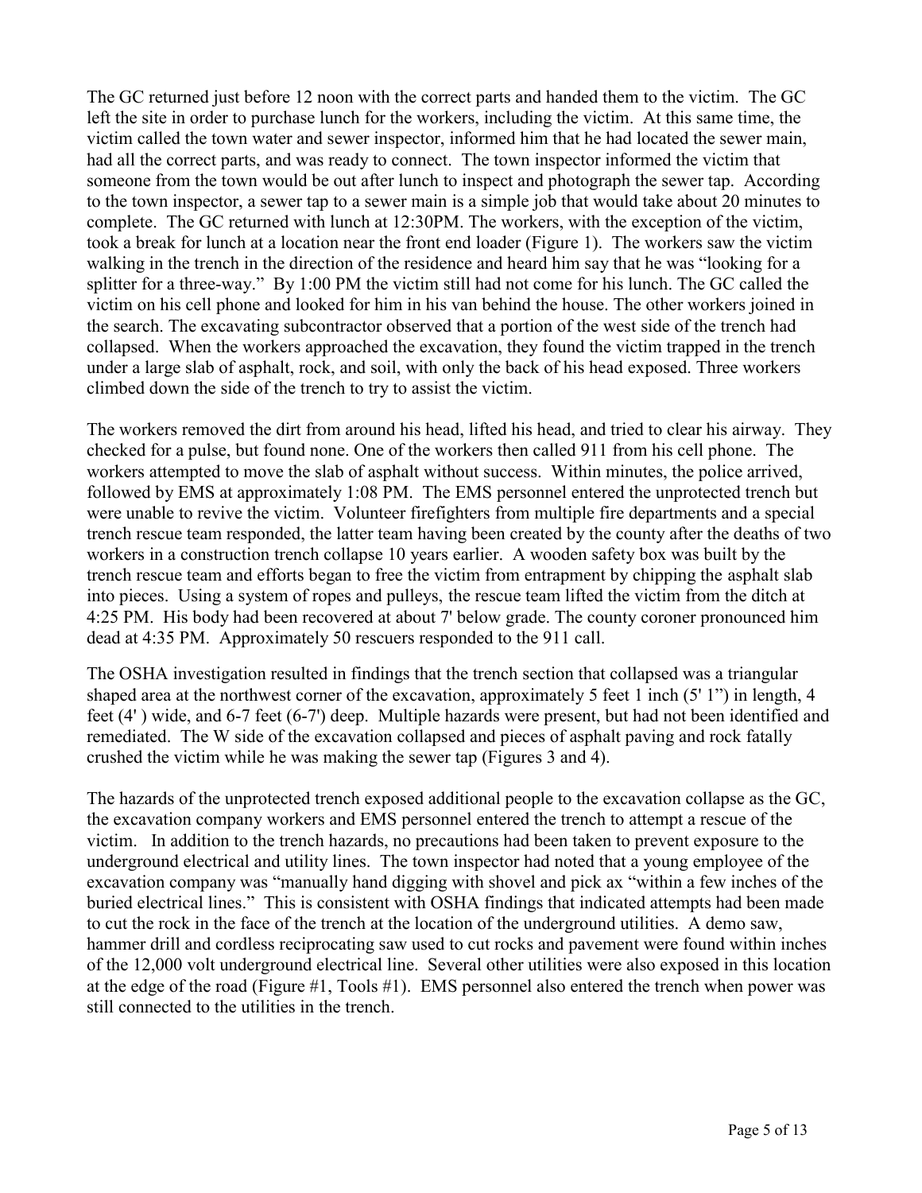The GC returned just before 12 noon with the correct parts and handed them to the victim. The GC left the site in order to purchase lunch for the workers, including the victim. At this same time, the victim called the town water and sewer inspector, informed him that he had located the sewer main, had all the correct parts, and was ready to connect. The town inspector informed the victim that someone from the town would be out after lunch to inspect and photograph the sewer tap. According to the town inspector, a sewer tap to a sewer main is a simple job that would take about 20 minutes to complete. The GC returned with lunch at 12:30PM. The workers, with the exception of the victim, took a break for lunch at a location near the front end loader (Figure 1). The workers saw the victim walking in the trench in the direction of the residence and heard him say that he was "looking for a splitter for a three-way." By 1:00 PM the victim still had not come for his lunch. The GC called the victim on his cell phone and looked for him in his van behind the house. The other workers joined in the search. The excavating subcontractor observed that a portion of the west side of the trench had collapsed. When the workers approached the excavation, they found the victim trapped in the trench under a large slab of asphalt, rock, and soil, with only the back of his head exposed. Three workers climbed down the side of the trench to try to assist the victim.

The workers removed the dirt from around his head, lifted his head, and tried to clear his airway. They checked for a pulse, but found none. One of the workers then called 911 from his cell phone. The workers attempted to move the slab of asphalt without success. Within minutes, the police arrived, followed by EMS at approximately 1:08 PM. The EMS personnel entered the unprotected trench but were unable to revive the victim. Volunteer firefighters from multiple fire departments and a special trench rescue team responded, the latter team having been created by the county after the deaths of two workers in a construction trench collapse 10 years earlier. A wooden safety box was built by the trench rescue team and efforts began to free the victim from entrapment by chipping the asphalt slab into pieces. Using a system of ropes and pulleys, the rescue team lifted the victim from the ditch at 4:25 PM. His body had been recovered at about 7' below grade. The county coroner pronounced him dead at 4:35 PM. Approximately 50 rescuers responded to the 911 call.

The OSHA investigation resulted in findings that the trench section that collapsed was a triangular shaped area at the northwest corner of the excavation, approximately 5 feet 1 inch (5' 1") in length, 4 feet (4' ) wide, and 6-7 feet (6-7') deep. Multiple hazards were present, but had not been identified and remediated. The W side of the excavation collapsed and pieces of asphalt paving and rock fatally crushed the victim while he was making the sewer tap (Figures 3 and 4).

The hazards of the unprotected trench exposed additional people to the excavation collapse as the GC, the excavation company workers and EMS personnel entered the trench to attempt a rescue of the victim. In addition to the trench hazards, no precautions had been taken to prevent exposure to the underground electrical and utility lines. The town inspector had noted that a young employee of the excavation company was "manually hand digging with shovel and pick ax "within a few inches of the buried electrical lines." This is consistent with OSHA findings that indicated attempts had been made to cut the rock in the face of the trench at the location of the underground utilities. A demo saw, hammer drill and cordless reciprocating saw used to cut rocks and pavement were found within inches of the 12,000 volt underground electrical line. Several other utilities were also exposed in this location at the edge of the road (Figure #1, Tools #1). EMS personnel also entered the trench when power was still connected to the utilities in the trench.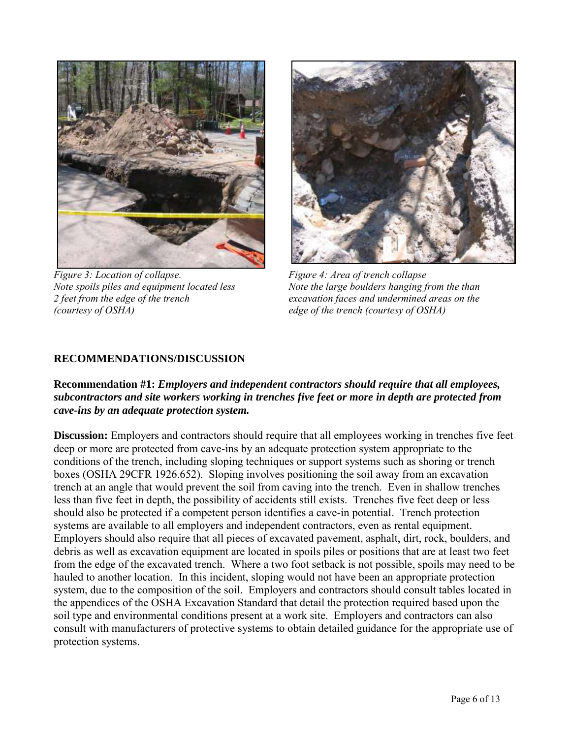*Figure 3: Location of collapse. Note spoils piles and equipment located less 2 feet from the edge of the trench (courtesy of OSHA)*

*Figure 4: Area of trench collapse Note the large boulders hanging from the than excavation faces and undermined areas on the edge of the trench (courtesy of OSHA)*

## RECOMMENDATIONS/DISCUSSION

**Recommendation #1:** ***Employers and independent contractors should require that all employees, subcontractors and site workers working in trenches five feet or more in depth are protected from cave-ins by an adequate protection system.***

**Discussion:** Employers and contractors should require that all employees working in trenches five feet deep or more are protected from cave-ins by an adequate protection system appropriate to the conditions of the trench, including sloping techniques or support systems such as shoring or trench boxes (OSHA 29CFR 1926.652). Sloping involves positioning the soil away from an excavation trench at an angle that would prevent the soil from caving into the trench. Even in shallow trenches less than five feet in depth, the possibility of accidents still exists. Trenches five feet deep or less should also be protected if a competent person identifies a cave-in potential. Trench protection systems are available to all employers and independent contractors, even as rental equipment. Employers should also require that all pieces of excavated pavement, asphalt, dirt, rock, boulders, and debris as well as excavation equipment are located in spoils piles or positions that are at least two feet from the edge of the excavated trench. Where a two foot setback is not possible, spoils may need to be hauled to another location. In this incident, sloping would not have been an appropriate protection system, due to the composition of the soil. Employers and contractors should consult tables located in the appendices of the OSHA Excavation Standard that detail the protection required based upon the soil type and environmental conditions present at a work site. Employers and contractors can also consult with manufacturers of protective systems to obtain detailed guidance for the appropriate use of protection systems.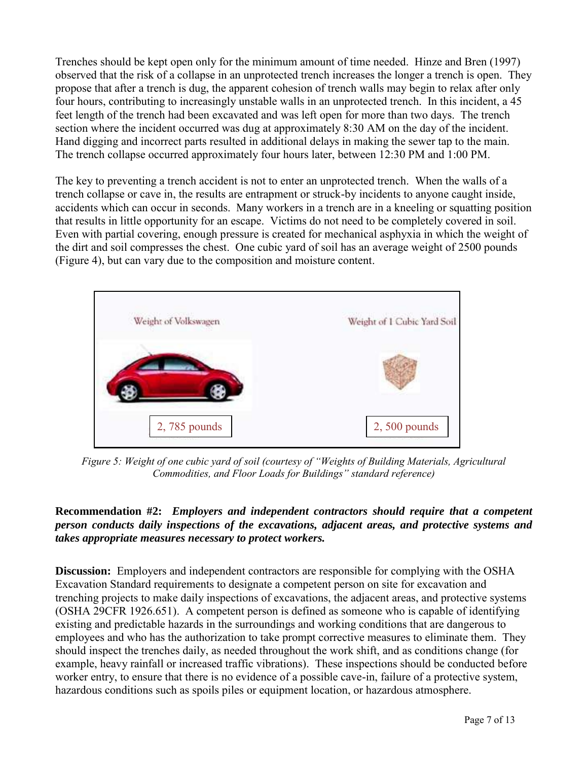Trenches should be kept open only for the minimum amount of time needed. Hinze and Bren (1997) observed that the risk of a collapse in an unprotected trench increases the longer a trench is open. They propose that after a trench is dug, the apparent cohesion of trench walls may begin to relax after only four hours, contributing to increasingly unstable walls in an unprotected trench. In this incident, a 45 feet length of the trench had been excavated and was left open for more than two days. The trench section where the incident occurred was dug at approximately 8:30 AM on the day of the incident. Hand digging and incorrect parts resulted in additional delays in making the sewer tap to the main. The trench collapse occurred approximately four hours later, between 12:30 PM and 1:00 PM.

The key to preventing a trench accident is not to enter an unprotected trench. When the walls of a trench collapse or cave in, the results are entrapment or struck-by incidents to anyone caught inside, accidents which can occur in seconds. Many workers in a trench are in a kneeling or squatting position that results in little opportunity for an escape. Victims do not need to be completely covered in soil. Even with partial covering, enough pressure is created for mechanical asphyxia in which the weight of the dirt and soil compresses the chest. One cubic yard of soil has an average weight of 2500 pounds (Figure 4), but can vary due to the composition and moisture content.

| Weight of Volkswagen | Weight of 1 Cubic Yard Soil |
| --- | --- |
| 2, 785 pounds | 2, 500 pounds |

*Figure 5: Weight of one cubic yard of soil (courtesy of "Weights of Building Materials, Agricultural Commodities, and Floor Loads for Buildings" standard reference)*

**Recommendation #2:** ***Employers and independent contractors should require that a competent person conducts daily inspections of the excavations, adjacent areas, and protective systems and takes appropriate measures necessary to protect workers.***

**Discussion:** Employers and independent contractors are responsible for complying with the OSHA Excavation Standard requirements to designate a competent person on site for excavation and trenching projects to make daily inspections of excavations, the adjacent areas, and protective systems (OSHA 29CFR 1926.651). A competent person is defined as someone who is capable of identifying existing and predictable hazards in the surroundings and working conditions that are dangerous to employees and who has the authorization to take prompt corrective measures to eliminate them. They should inspect the trenches daily, as needed throughout the work shift, and as conditions change (for example, heavy rainfall or increased traffic vibrations). These inspections should be conducted before worker entry, to ensure that there is no evidence of a possible cave-in, failure of a protective system, hazardous conditions such as spoils piles or equipment location, or hazardous atmosphere.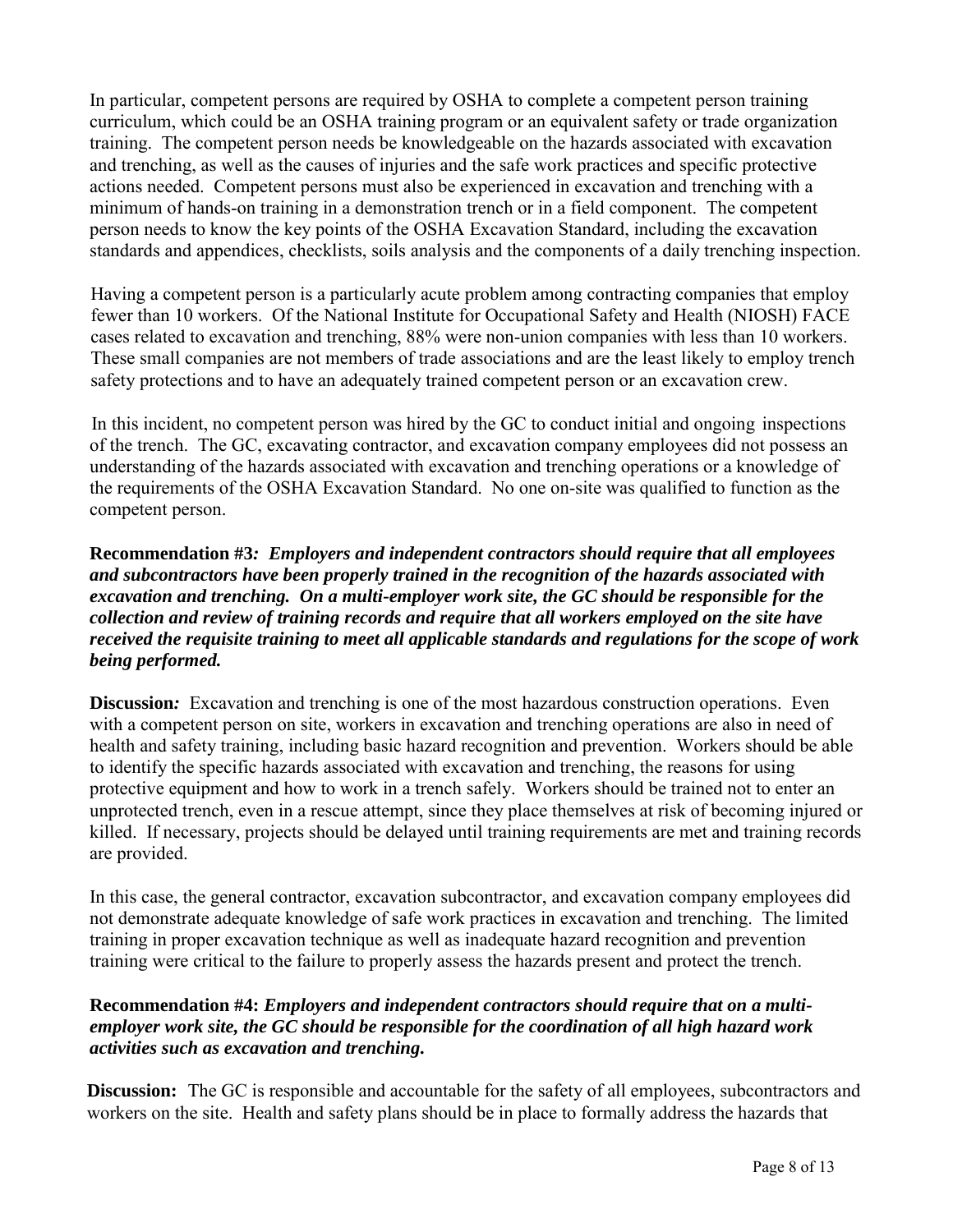In particular, competent persons are required by OSHA to complete a competent person training curriculum, which could be an OSHA training program or an equivalent safety or trade organization training. The competent person needs be knowledgeable on the hazards associated with excavation and trenching, as well as the causes of injuries and the safe work practices and specific protective actions needed. Competent persons must also be experienced in excavation and trenching with a minimum of hands-on training in a demonstration trench or in a field component. The competent person needs to know the key points of the OSHA Excavation Standard, including the excavation standards and appendices, checklists, soils analysis and the components of a daily trenching inspection.

Having a competent person is a particularly acute problem among contracting companies that employ fewer than 10 workers. Of the National Institute for Occupational Safety and Health (NIOSH) FACE cases related to excavation and trenching, 88% were non-union companies with less than 10 workers. These small companies are not members of trade associations and are the least likely to employ trench safety protections and to have an adequately trained competent person or an excavation crew.

In this incident, no competent person was hired by the GC to conduct initial and ongoing inspections of the trench. The GC, excavating contractor, and excavation company employees did not possess an understanding of the hazards associated with excavation and trenching operations or a knowledge of the requirements of the OSHA Excavation Standard. No one on-site was qualified to function as the competent person.

**Recommendation #3*:* *Employers and independent contractors should require that all employees and subcontractors have been properly trained in the recognition of the hazards associated with excavation and trenching. On a multi-employer work site, the GC should be responsible for the collection and review of training records and require that all workers employed on the site have received the requisite training to meet all applicable standards and regulations for the scope of work being performed.***

**Discussion*:*** Excavation and trenching is one of the most hazardous construction operations. Even with a competent person on site, workers in excavation and trenching operations are also in need of health and safety training, including basic hazard recognition and prevention. Workers should be able to identify the specific hazards associated with excavation and trenching, the reasons for using protective equipment and how to work in a trench safely. Workers should be trained not to enter an unprotected trench, even in a rescue attempt, since they place themselves at risk of becoming injured or killed. If necessary, projects should be delayed until training requirements are met and training records are provided.

In this case, the general contractor, excavation subcontractor, and excavation company employees did not demonstrate adequate knowledge of safe work practices in excavation and trenching. The limited training in proper excavation technique as well as inadequate hazard recognition and prevention training were critical to the failure to properly assess the hazards present and protect the trench.

**Recommendation #4:** ***Employers and independent contractors should require that on a multi-employer work site, the GC should be responsible for the coordination of all high hazard work activities such as excavation and trenching.***

**Discussion:** The GC is responsible and accountable for the safety of all employees, subcontractors and workers on the site. Health and safety plans should be in place to formally address the hazards that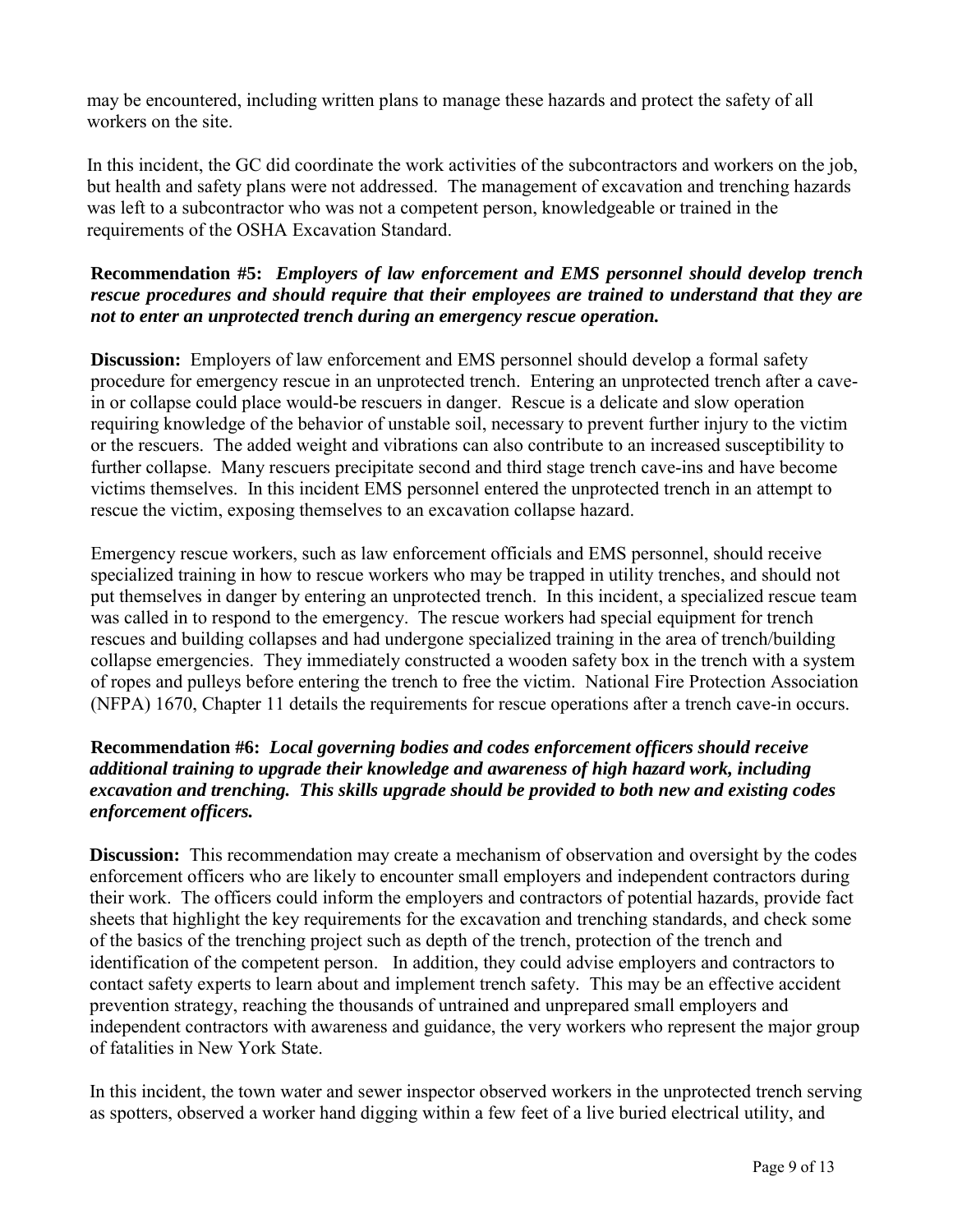may be encountered, including written plans to manage these hazards and protect the safety of all workers on the site.

In this incident, the GC did coordinate the work activities of the subcontractors and workers on the job, but health and safety plans were not addressed. The management of excavation and trenching hazards was left to a subcontractor who was not a competent person, knowledgeable or trained in the requirements of the OSHA Excavation Standard.

**Recommendation #5:** ***Employers of law enforcement and EMS personnel should develop trench rescue procedures and should require that their employees are trained to understand that they are not to enter an unprotected trench during an emergency rescue operation.***

**Discussion:** Employers of law enforcement and EMS personnel should develop a formal safety procedure for emergency rescue in an unprotected trench. Entering an unprotected trench after a cave-in or collapse could place would-be rescuers in danger. Rescue is a delicate and slow operation requiring knowledge of the behavior of unstable soil, necessary to prevent further injury to the victim or the rescuers. The added weight and vibrations can also contribute to an increased susceptibility to further collapse. Many rescuers precipitate second and third stage trench cave-ins and have become victims themselves. In this incident EMS personnel entered the unprotected trench in an attempt to rescue the victim, exposing themselves to an excavation collapse hazard.

Emergency rescue workers, such as law enforcement officials and EMS personnel, should receive specialized training in how to rescue workers who may be trapped in utility trenches, and should not put themselves in danger by entering an unprotected trench. In this incident, a specialized rescue team was called in to respond to the emergency. The rescue workers had special equipment for trench rescues and building collapses and had undergone specialized training in the area of trench/building collapse emergencies. They immediately constructed a wooden safety box in the trench with a system of ropes and pulleys before entering the trench to free the victim. National Fire Protection Association (NFPA) 1670, Chapter 11 details the requirements for rescue operations after a trench cave-in occurs.

**Recommendation #6:** ***Local governing bodies and codes enforcement officers should receive additional training to upgrade their knowledge and awareness of high hazard work, including excavation and trenching. This skills upgrade should be provided to both new and existing codes enforcement officers.***

**Discussion:** This recommendation may create a mechanism of observation and oversight by the codes enforcement officers who are likely to encounter small employers and independent contractors during their work. The officers could inform the employers and contractors of potential hazards, provide fact sheets that highlight the key requirements for the excavation and trenching standards, and check some of the basics of the trenching project such as depth of the trench, protection of the trench and identification of the competent person. In addition, they could advise employers and contractors to contact safety experts to learn about and implement trench safety. This may be an effective accident prevention strategy, reaching the thousands of untrained and unprepared small employers and independent contractors with awareness and guidance, the very workers who represent the major group of fatalities in New York State.

In this incident, the town water and sewer inspector observed workers in the unprotected trench serving as spotters, observed a worker hand digging within a few feet of a live buried electrical utility, and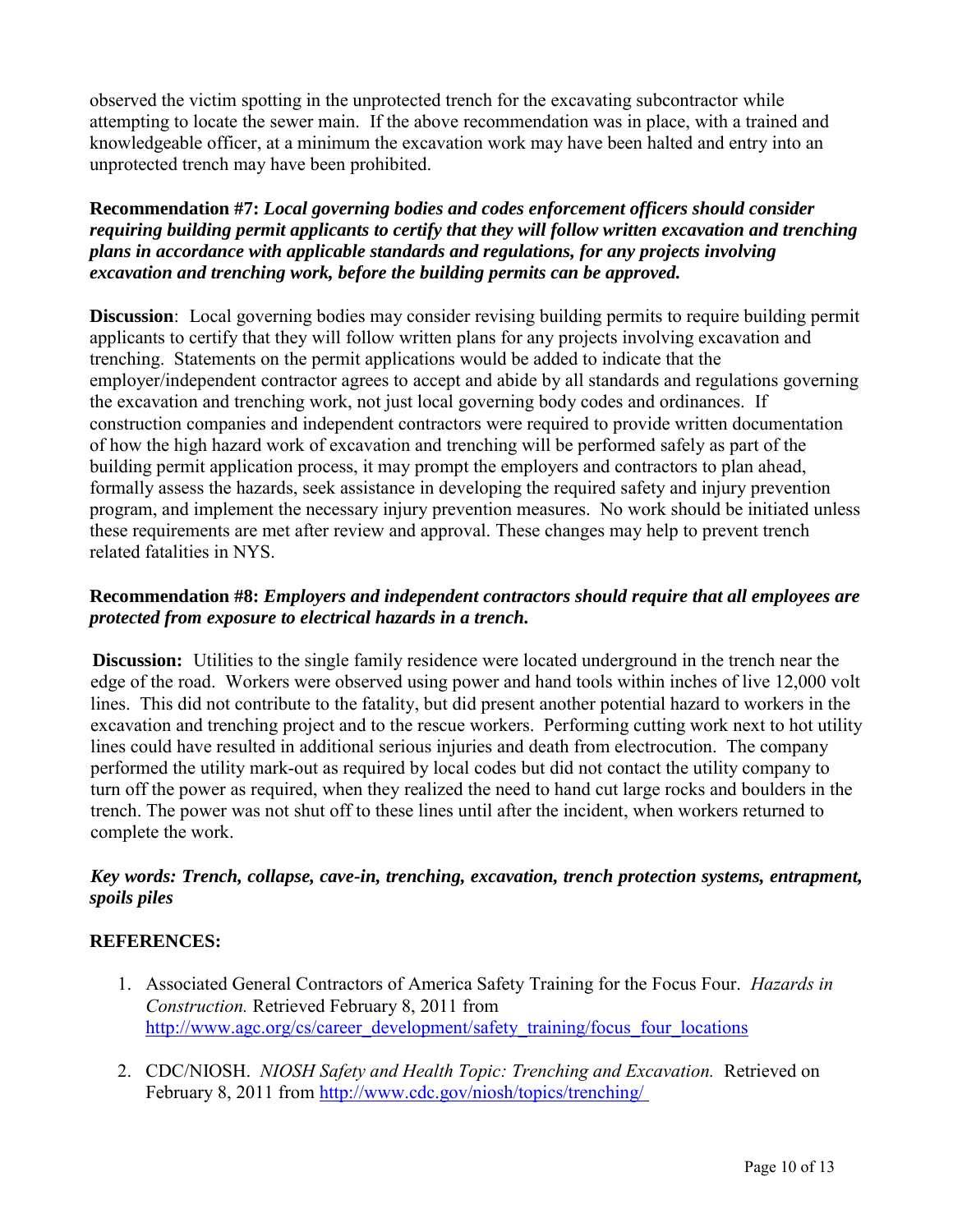observed the victim spotting in the unprotected trench for the excavating subcontractor while attempting to locate the sewer main. If the above recommendation was in place, with a trained and knowledgeable officer, at a minimum the excavation work may have been halted and entry into an unprotected trench may have been prohibited.

**Recommendation #7:** ***Local governing bodies and codes enforcement officers should consider requiring building permit applicants to certify that they will follow written excavation and trenching plans in accordance with applicable standards and regulations, for any projects involving excavation and trenching work, before the building permits can be approved.***

**Discussion**: Local governing bodies may consider revising building permits to require building permit applicants to certify that they will follow written plans for any projects involving excavation and trenching. Statements on the permit applications would be added to indicate that the employer/independent contractor agrees to accept and abide by all standards and regulations governing the excavation and trenching work, not just local governing body codes and ordinances. If construction companies and independent contractors were required to provide written documentation of how the high hazard work of excavation and trenching will be performed safely as part of the building permit application process, it may prompt the employers and contractors to plan ahead, formally assess the hazards, seek assistance in developing the required safety and injury prevention program, and implement the necessary injury prevention measures. No work should be initiated unless these requirements are met after review and approval. These changes may help to prevent trench related fatalities in NYS.

**Recommendation #8:** ***Employers and independent contractors should require that all employees are protected from exposure to electrical hazards in a trench.***

**Discussion:** Utilities to the single family residence were located underground in the trench near the edge of the road. Workers were observed using power and hand tools within inches of live 12,000 volt lines. This did not contribute to the fatality, but did present another potential hazard to workers in the excavation and trenching project and to the rescue workers. Performing cutting work next to hot utility lines could have resulted in additional serious injuries and death from electrocution. The company performed the utility mark-out as required by local codes but did not contact the utility company to turn off the power as required, when they realized the need to hand cut large rocks and boulders in the trench. The power was not shut off to these lines until after the incident, when workers returned to complete the work.

***Key words: Trench, collapse, cave-in, trenching, excavation, trench protection systems, entrapment, spoils piles***

## REFERENCES:

1. Associated General Contractors of America Safety Training for the Focus Four. *Hazards in Construction.* Retrieved February 8, 2011 from http://www.agc.org/cs/career_development/safety_training/focus_four_locations

2. CDC/NIOSH. *NIOSH Safety and Health Topic: Trenching and Excavation.* Retrieved on February 8, 2011 from http://www.cdc.gov/niosh/topics/trenching/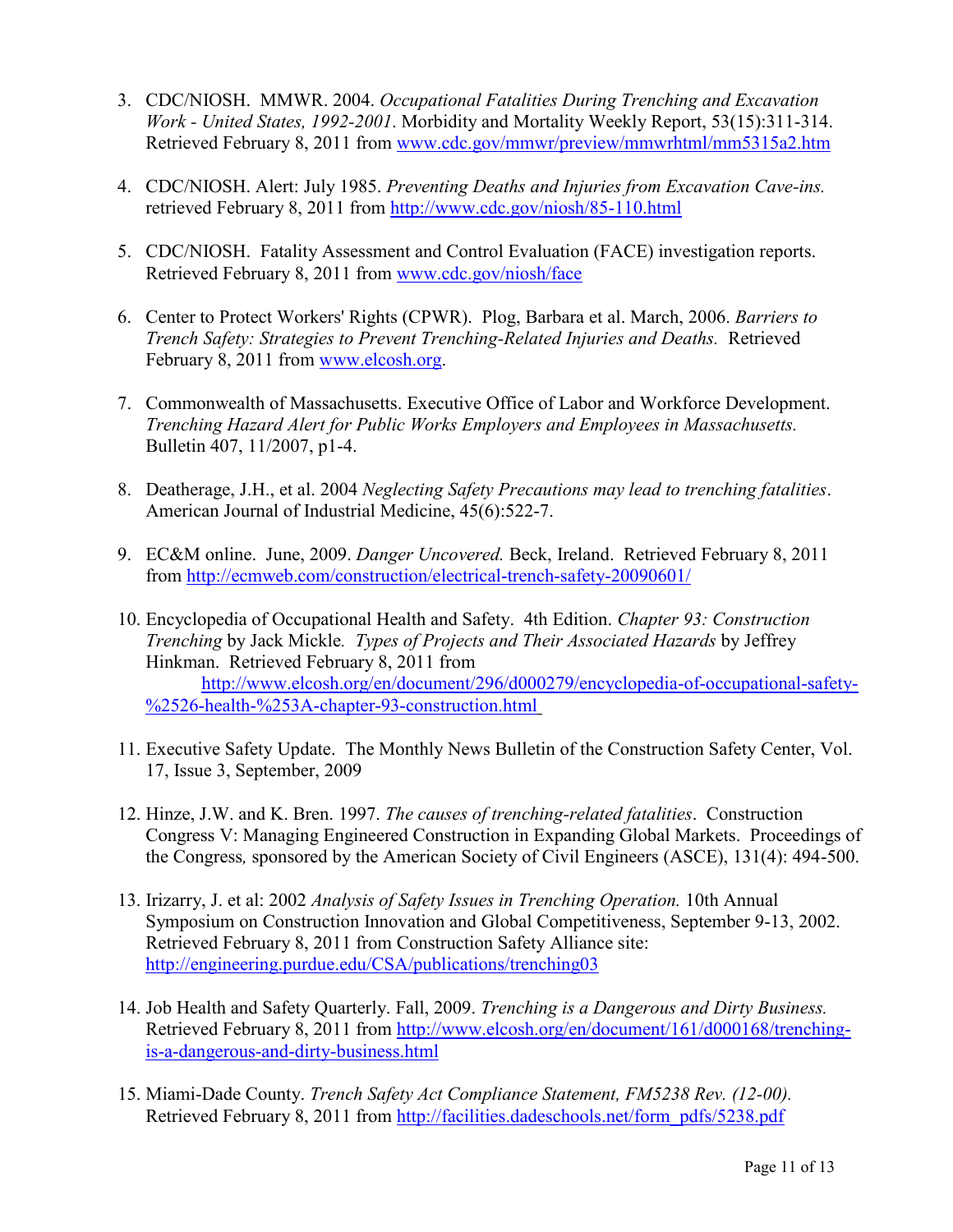3. CDC/NIOSH. MMWR. 2004. *Occupational Fatalities During Trenching and Excavation Work - United States, 1992-2001*. Morbidity and Mortality Weekly Report, 53(15):311-314. Retrieved February 8, 2011 from www.cdc.gov/mmwr/preview/mmwrhtml/mm5315a2.htm

4. CDC/NIOSH. Alert: July 1985. *Preventing Deaths and Injuries from Excavation Cave-ins.* retrieved February 8, 2011 from http://www.cdc.gov/niosh/85-110.html

5. CDC/NIOSH. Fatality Assessment and Control Evaluation (FACE) investigation reports. Retrieved February 8, 2011 from www.cdc.gov/niosh/face

6. Center to Protect Workers' Rights (CPWR). Plog, Barbara et al. March, 2006. *Barriers to Trench Safety: Strategies to Prevent Trenching-Related Injuries and Deaths.* Retrieved February 8, 2011 from www.elcosh.org.

7. Commonwealth of Massachusetts. Executive Office of Labor and Workforce Development. *Trenching Hazard Alert for Public Works Employers and Employees in Massachusetts.* Bulletin 407, 11/2007, p1-4.

8. Deatherage, J.H., et al. 2004 *Neglecting Safety Precautions may lead to trenching fatalities*. American Journal of Industrial Medicine, 45(6):522-7.

9. EC&M online. June, 2009. *Danger Uncovered.* Beck, Ireland. Retrieved February 8, 2011 from http://ecmweb.com/construction/electrical-trench-safety-20090601/

10. Encyclopedia of Occupational Health and Safety. 4th Edition. *Chapter 93: Construction Trenching* by Jack Mickle*. Types of Projects and Their Associated Hazards* by Jeffrey Hinkman. Retrieved February 8, 2011 from http://www.elcosh.org/en/document/296/d000279/encyclopedia-of-occupational-safety-%2526-health-%253A-chapter-93-construction.html

11. Executive Safety Update. The Monthly News Bulletin of the Construction Safety Center, Vol. 17, Issue 3, September, 2009

12. Hinze, J.W. and K. Bren. 1997. *The causes of trenching-related fatalities*. Construction Congress V: Managing Engineered Construction in Expanding Global Markets. Proceedings of the Congress*,* sponsored by the American Society of Civil Engineers (ASCE), 131(4): 494-500.

13. Irizarry, J. et al: 2002 *Analysis of Safety Issues in Trenching Operation.* 10th Annual Symposium on Construction Innovation and Global Competitiveness, September 9-13, 2002. Retrieved February 8, 2011 from Construction Safety Alliance site: http://engineering.purdue.edu/CSA/publications/trenching03

14. Job Health and Safety Quarterly. Fall, 2009. *Trenching is a Dangerous and Dirty Business.* Retrieved February 8, 2011 from http://www.elcosh.org/en/document/161/d000168/trenching-is-a-dangerous-and-dirty-business.html

15. Miami-Dade County. *Trench Safety Act Compliance Statement, FM5238 Rev. (12-00).* Retrieved February 8, 2011 from http://facilities.dadeschools.net/form_pdfs/5238.pdf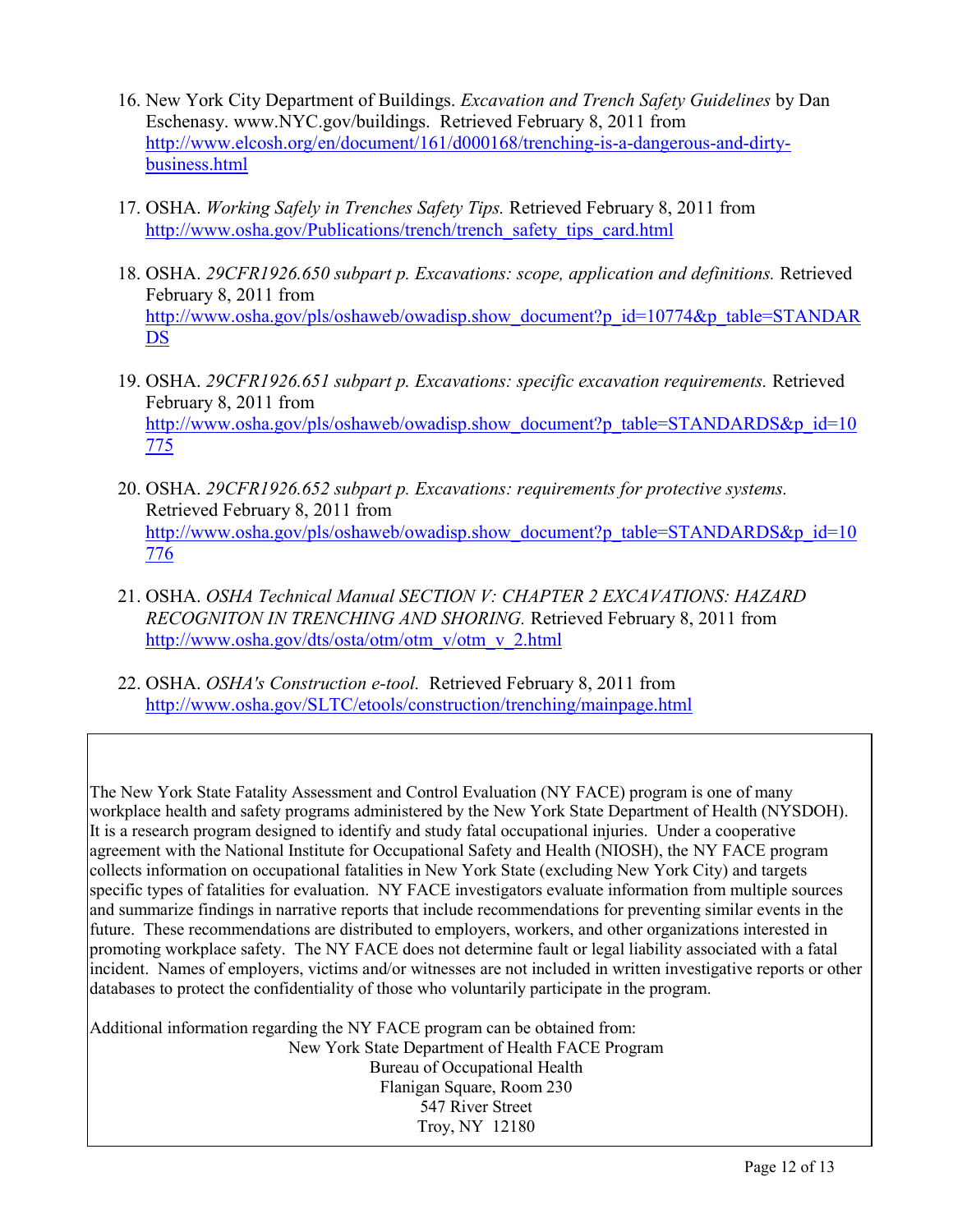16. New York City Department of Buildings. *Excavation and Trench Safety Guidelines* by Dan Eschenasy. www.NYC.gov/buildings. Retrieved February 8, 2011 from http://www.elcosh.org/en/document/161/d000168/trenching-is-a-dangerous-and-dirty-business.html

17. OSHA. *Working Safely in Trenches Safety Tips.* Retrieved February 8, 2011 from http://www.osha.gov/Publications/trench/trench_safety_tips_card.html

18. OSHA. *29CFR1926.650 subpart p. Excavations: scope, application and definitions.* Retrieved February 8, 2011 from http://www.osha.gov/pls/oshaweb/owadisp.show_document?p_id=10774&p_table=STANDARDS

19. OSHA. *29CFR1926.651 subpart p. Excavations: specific excavation requirements.* Retrieved February 8, 2011 from http://www.osha.gov/pls/oshaweb/owadisp.show_document?p_table=STANDARDS&p_id=10775

20. OSHA. *29CFR1926.652 subpart p. Excavations: requirements for protective systems.* Retrieved February 8, 2011 from http://www.osha.gov/pls/oshaweb/owadisp.show_document?p_table=STANDARDS&p_id=10776

21. OSHA. *OSHA Technical Manual SECTION V: CHAPTER 2 EXCAVATIONS: HAZARD RECOGNITON IN TRENCHING AND SHORING.* Retrieved February 8, 2011 from http://www.osha.gov/dts/osta/otm/otm_v/otm_v_2.html

22. OSHA. *OSHA's Construction e-tool.* Retrieved February 8, 2011 from http://www.osha.gov/SLTC/etools/construction/trenching/mainpage.html

---

The New York State Fatality Assessment and Control Evaluation (NY FACE) program is one of many workplace health and safety programs administered by the New York State Department of Health (NYSDOH). It is a research program designed to identify and study fatal occupational injuries. Under a cooperative agreement with the National Institute for Occupational Safety and Health (NIOSH), the NY FACE program collects information on occupational fatalities in New York State (excluding New York City) and targets specific types of fatalities for evaluation. NY FACE investigators evaluate information from multiple sources and summarize findings in narrative reports that include recommendations for preventing similar events in the future. These recommendations are distributed to employers, workers, and other organizations interested in promoting workplace safety. The NY FACE does not determine fault or legal liability associated with a fatal incident. Names of employers, victims and/or witnesses are not included in written investigative reports or other databases to protect the confidentiality of those who voluntarily participate in the program.

Additional information regarding the NY FACE program can be obtained from:

New York State Department of Health FACE Program
Bureau of Occupational Health
Flanigan Square, Room 230
547 River Street
Troy, NY 12180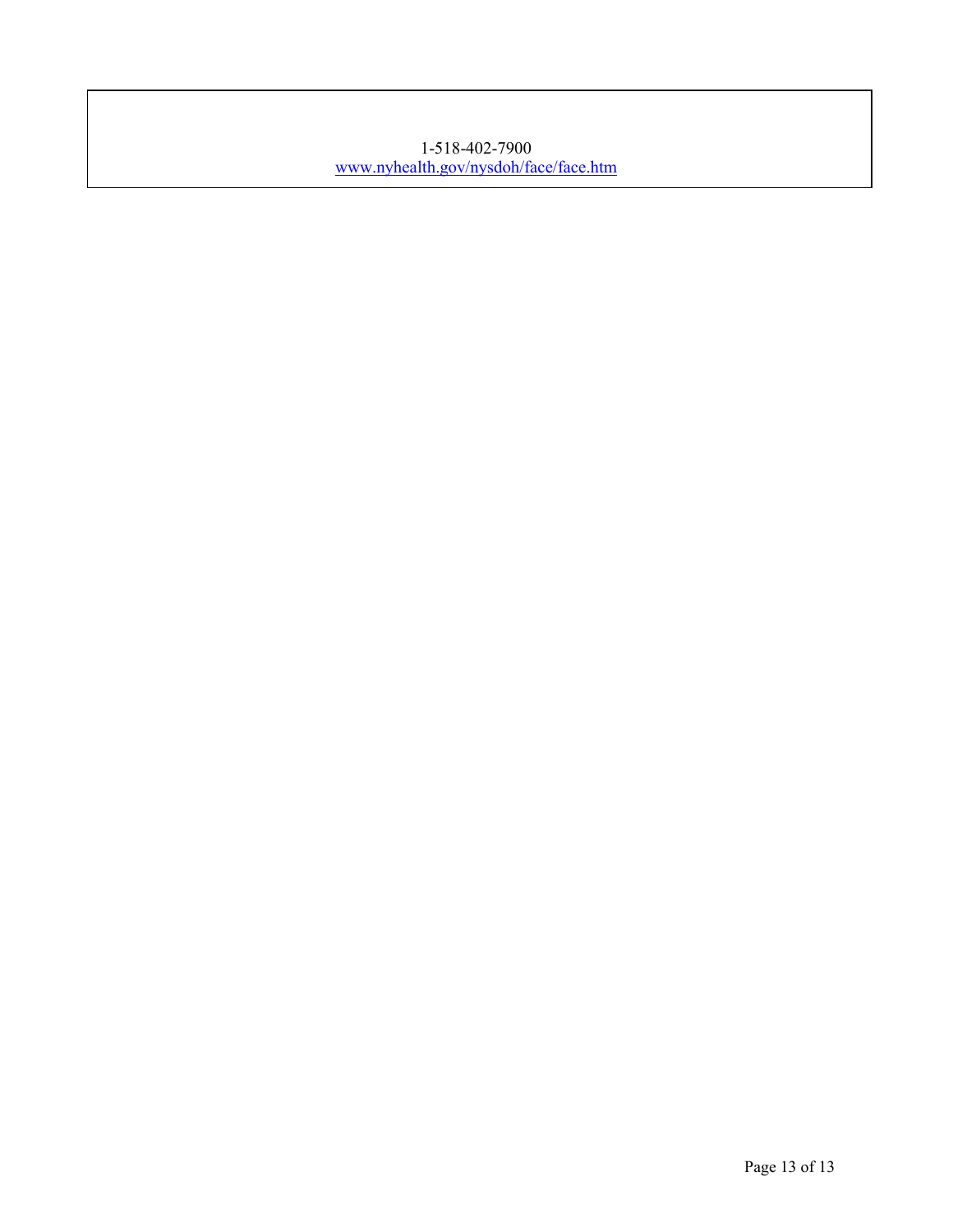1-518-402-7900
www.nyhealth.gov/nysdoh/face/face.htm